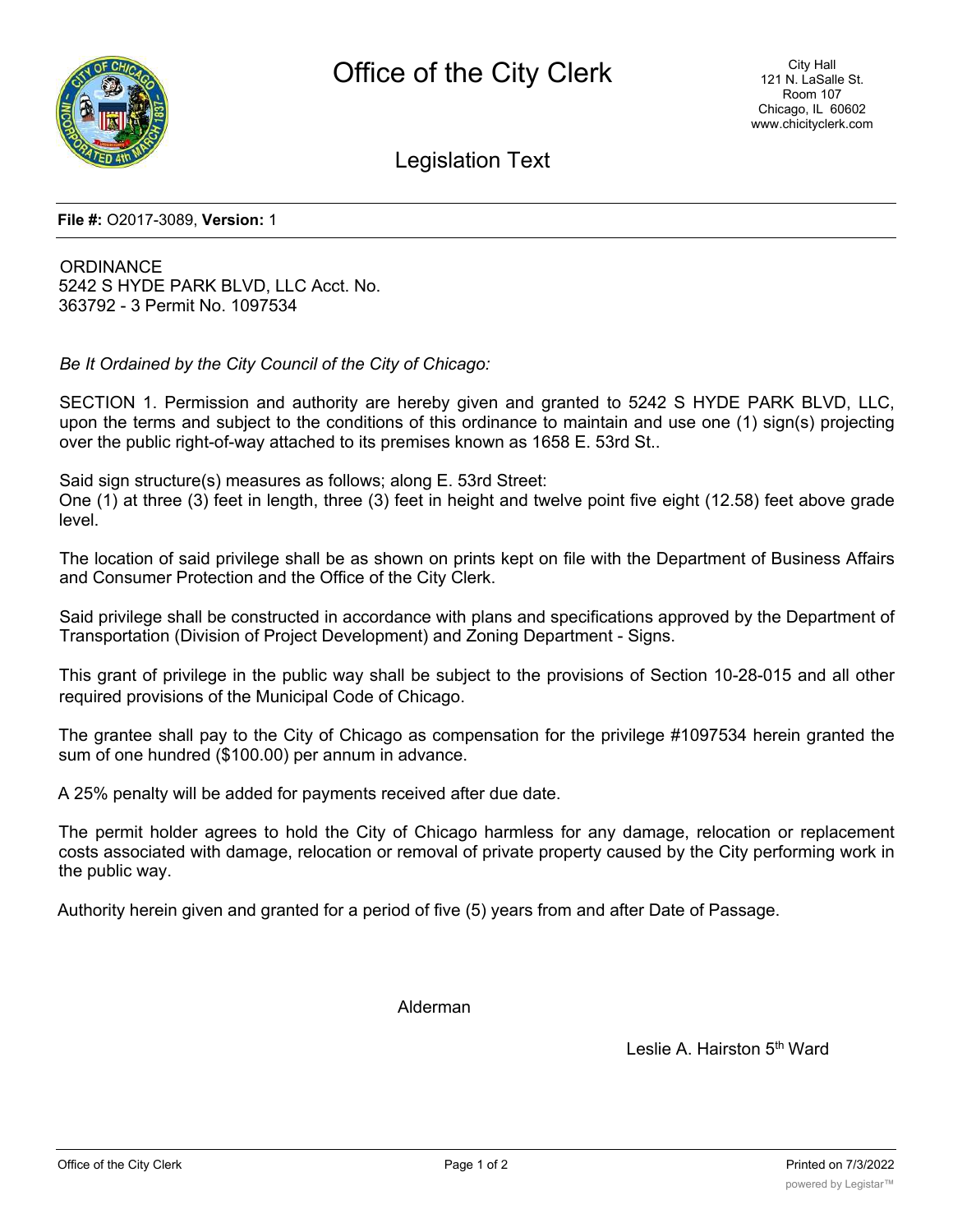# Office of the City Clerk

City Hall
121 N. LaSalle St.
Room 107
Chicago, IL 60602
www.chicityclerk.com

## Legislation Text

**File #:** O2017-3089, **Version:** 1

ORDINANCE
5242 S HYDE PARK BLVD, LLC Acct. No.
363792 - 3 Permit No. 1097534

*Be It Ordained by the City Council of the City of Chicago:*

SECTION 1. Permission and authority are hereby given and granted to 5242 S HYDE PARK BLVD, LLC, upon the terms and subject to the conditions of this ordinance to maintain and use one (1) sign(s) projecting over the public right-of-way attached to its premises known as 1658 E. 53rd St..

Said sign structure(s) measures as follows; along E. 53rd Street:
One (1) at three (3) feet in length, three (3) feet in height and twelve point five eight (12.58) feet above grade level.

The location of said privilege shall be as shown on prints kept on file with the Department of Business Affairs and Consumer Protection and the Office of the City Clerk.

Said privilege shall be constructed in accordance with plans and specifications approved by the Department of Transportation (Division of Project Development) and Zoning Department - Signs.

This grant of privilege in the public way shall be subject to the provisions of Section 10-28-015 and all other required provisions of the Municipal Code of Chicago.

The grantee shall pay to the City of Chicago as compensation for the privilege #1097534 herein granted the sum of one hundred ($100.00) per annum in advance.

A 25% penalty will be added for payments received after due date.

The permit holder agrees to hold the City of Chicago harmless for any damage, relocation or replacement costs associated with damage, relocation or removal of private property caused by the City performing work in the public way.

Authority herein given and granted for a period of five (5) years from and after Date of Passage.

Alderman

Leslie A. Hairston 5th Ward